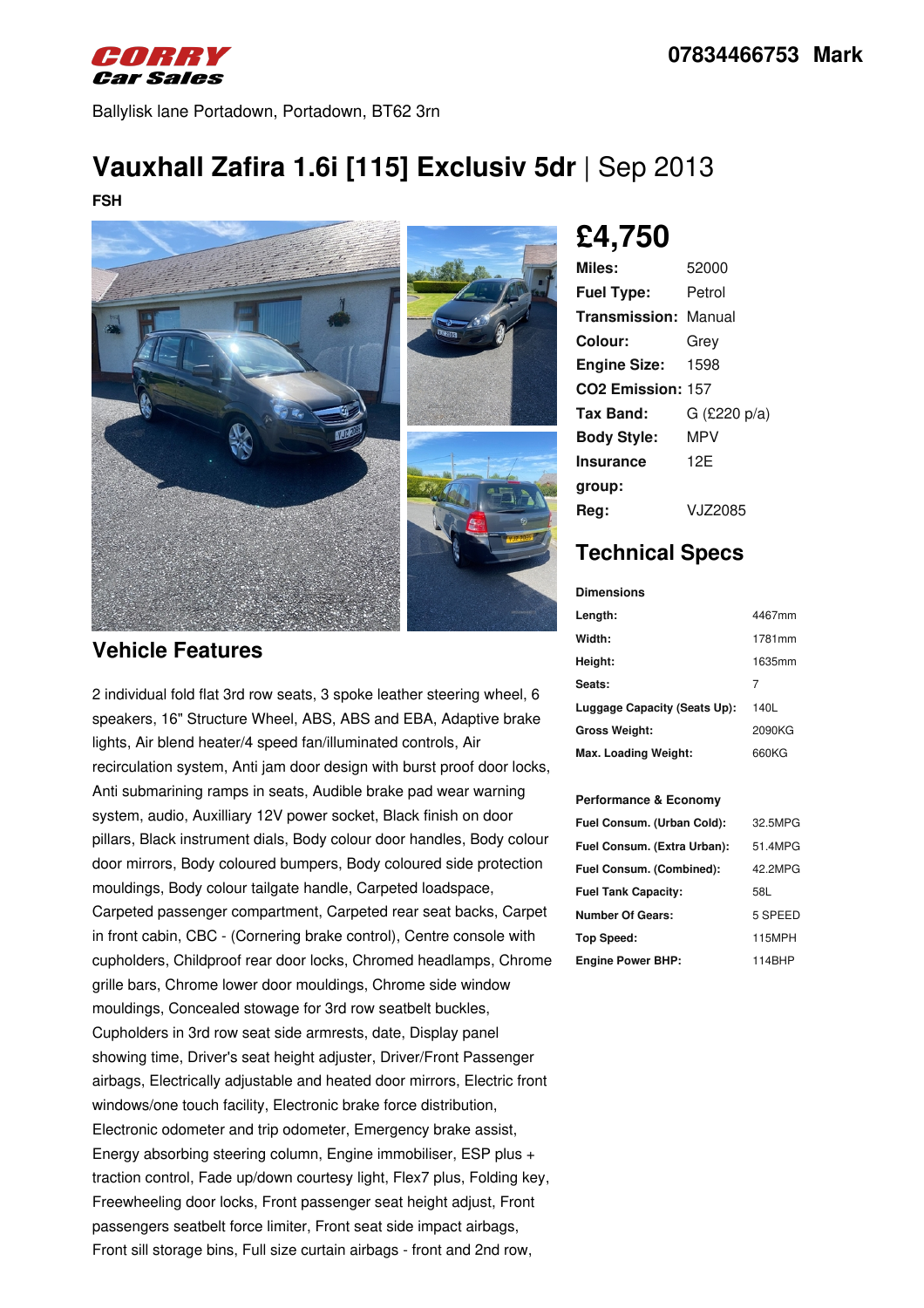**CORRY Car Sales**

**07834466753 Mark**

Ballylisk lane Portadown, Portadown, BT62 3rn

# Vauxhall Zafira 1.6i [115] Exclusiv 5dr | Sep 2013

**FSH**

## £4,750

| | |
|---|---|
| **Miles:** | 52000 |
| **Fuel Type:** | Petrol |
| **Transmission:** | Manual |
| **Colour:** | Grey |
| **Engine Size:** | 1598 |
| **CO2 Emission:** | 157 |
| **Tax Band:** | G (£220 p/a) |
| **Body Style:** | MPV |
| **Insurance group:** | 12E |
| **Reg:** | VJZ2085 |

## Technical Specs

**Dimensions**

| | |
|---|---|
| **Length:** | 4467mm |
| **Width:** | 1781mm |
| **Height:** | 1635mm |
| **Seats:** | 7 |
| **Luggage Capacity (Seats Up):** | 140L |
| **Gross Weight:** | 2090KG |
| **Max. Loading Weight:** | 660KG |

**Performance & Economy**

| | |
|---|---|
| **Fuel Consum. (Urban Cold):** | 32.5MPG |
| **Fuel Consum. (Extra Urban):** | 51.4MPG |
| **Fuel Consum. (Combined):** | 42.2MPG |
| **Fuel Tank Capacity:** | 58L |
| **Number Of Gears:** | 5 SPEED |
| **Top Speed:** | 115MPH |
| **Engine Power BHP:** | 114BHP |

## Vehicle Features

2 individual fold flat 3rd row seats, 3 spoke leather steering wheel, 6 speakers, 16" Structure Wheel, ABS, ABS and EBA, Adaptive brake lights, Air blend heater/4 speed fan/illuminated controls, Air recirculation system, Anti jam door design with burst proof door locks, Anti submarining ramps in seats, Audible brake pad wear warning system, audio, Auxilliary 12V power socket, Black finish on door pillars, Black instrument dials, Body colour door handles, Body colour door mirrors, Body coloured bumpers, Body coloured side protection mouldings, Body colour tailgate handle, Carpeted loadspace, Carpeted passenger compartment, Carpeted rear seat backs, Carpet in front cabin, CBC - (Cornering brake control), Centre console with cupholders, Childproof rear door locks, Chromed headlamps, Chrome grille bars, Chrome lower door mouldings, Chrome side window mouldings, Concealed stowage for 3rd row seatbelt buckles, Cupholders in 3rd row seat side armrests, date, Display panel showing time, Driver's seat height adjuster, Driver/Front Passenger airbags, Electrically adjustable and heated door mirrors, Electric front windows/one touch facility, Electronic brake force distribution, Electronic odometer and trip odometer, Emergency brake assist, Energy absorbing steering column, Engine immobiliser, ESP plus + traction control, Fade up/down courtesy light, Flex7 plus, Folding key, Freewheeling door locks, Front passenger seat height adjust, Front passengers seatbelt force limiter, Front seat side impact airbags, Front sill storage bins, Full size curtain airbags - front and 2nd row,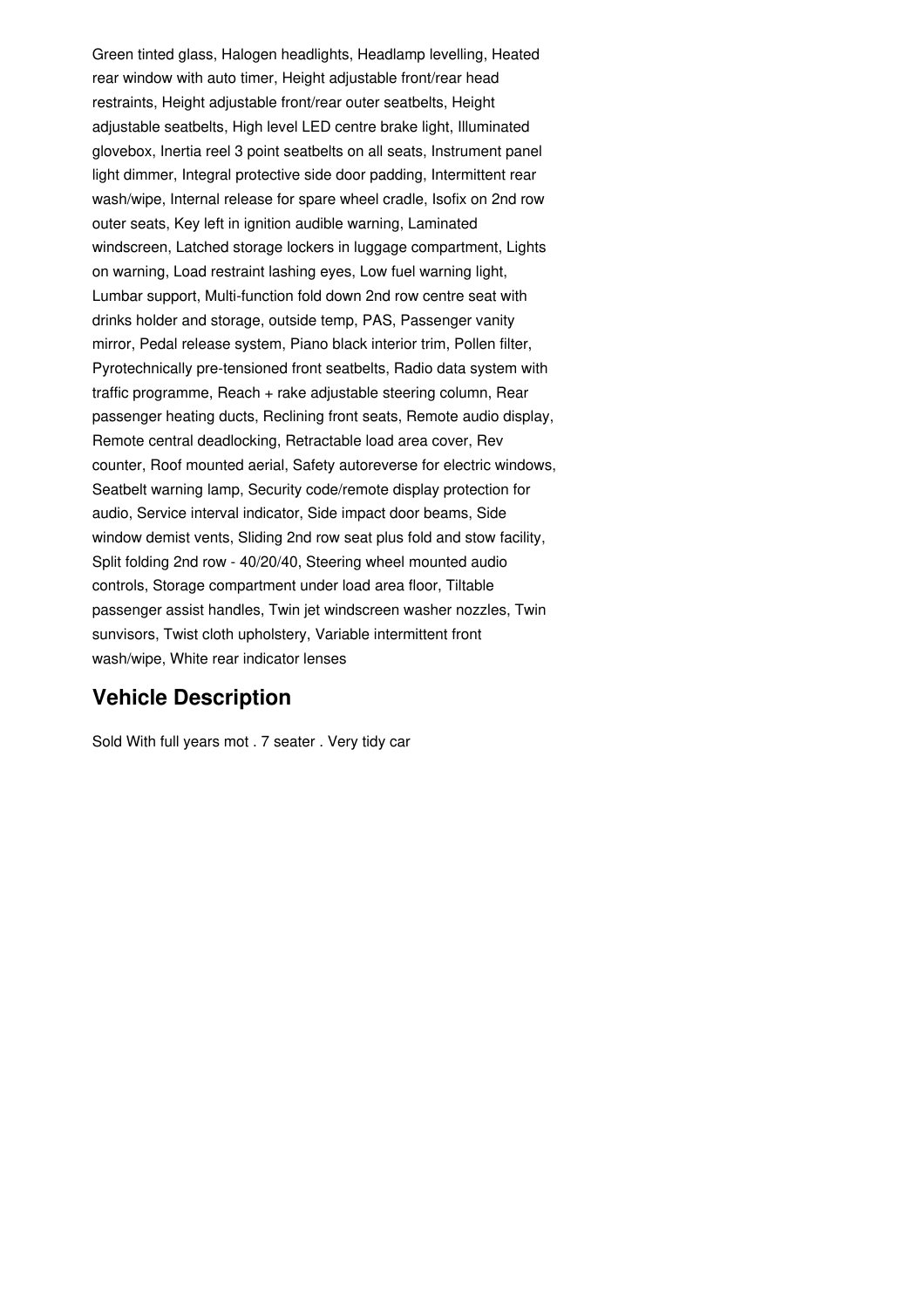Green tinted glass, Halogen headlights, Headlamp levelling, Heated rear window with auto timer, Height adjustable front/rear head restraints, Height adjustable front/rear outer seatbelts, Height adjustable seatbelts, High level LED centre brake light, Illuminated glovebox, Inertia reel 3 point seatbelts on all seats, Instrument panel light dimmer, Integral protective side door padding, Intermittent rear wash/wipe, Internal release for spare wheel cradle, Isofix on 2nd row outer seats, Key left in ignition audible warning, Laminated windscreen, Latched storage lockers in luggage compartment, Lights on warning, Load restraint lashing eyes, Low fuel warning light, Lumbar support, Multi-function fold down 2nd row centre seat with drinks holder and storage, outside temp, PAS, Passenger vanity mirror, Pedal release system, Piano black interior trim, Pollen filter, Pyrotechnically pre-tensioned front seatbelts, Radio data system with traffic programme, Reach + rake adjustable steering column, Rear passenger heating ducts, Reclining front seats, Remote audio display, Remote central deadlocking, Retractable load area cover, Rev counter, Roof mounted aerial, Safety autoreverse for electric windows, Seatbelt warning lamp, Security code/remote display protection for audio, Service interval indicator, Side impact door beams, Side window demist vents, Sliding 2nd row seat plus fold and stow facility, Split folding 2nd row - 40/20/40, Steering wheel mounted audio controls, Storage compartment under load area floor, Tiltable passenger assist handles, Twin jet windscreen washer nozzles, Twin sunvisors, Twist cloth upholstery, Variable intermittent front wash/wipe, White rear indicator lenses

## Vehicle Description

Sold With full years mot . 7 seater . Very tidy car